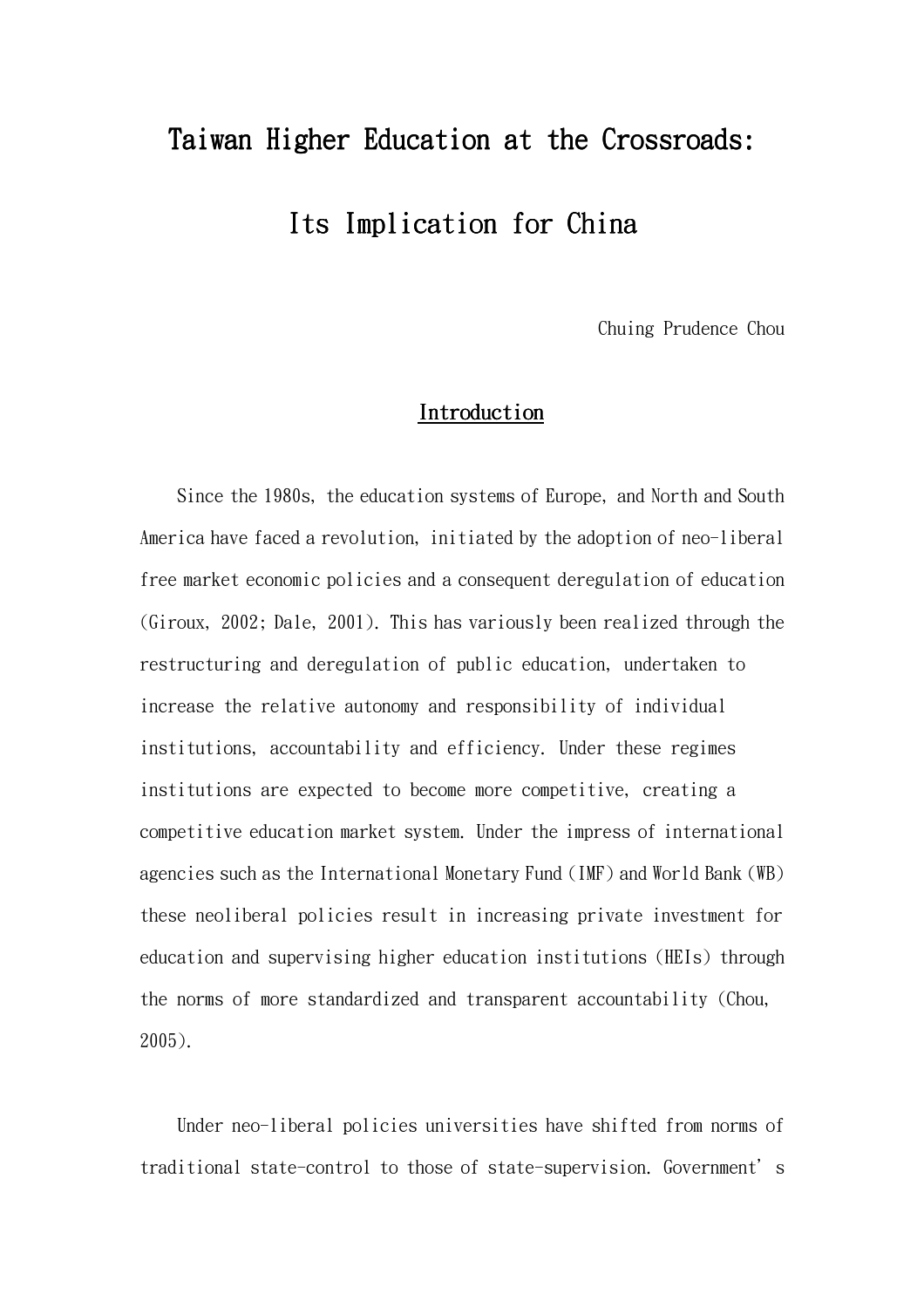# Taiwan Higher Education at the Crossroads: Its Implication for China

Chuing Prudence Chou

## Introduction

Since the 1980s, the education systems of Europe, and North and South America have faced a revolution, initiated by the adoption of neo-liberal free market economic policies and a consequent deregulation of education (Giroux, 2002; Dale, 2001). This has variously been realized through the restructuring and deregulation of public education, undertaken to increase the relative autonomy and responsibility of individual institutions, accountability and efficiency. Under these regimes institutions are expected to become more competitive, creating a competitive education market system. Under the impress of international agencies such as the International Monetary Fund (IMF) and World Bank (WB) these neoliberal policies result in increasing private investment for education and supervising higher education institutions (HEIs) through the norms of more standardized and transparent accountability (Chou, 2005).

Under neo-liberal policies universities have shifted from norms of traditional state-control to those of state-supervision. Government's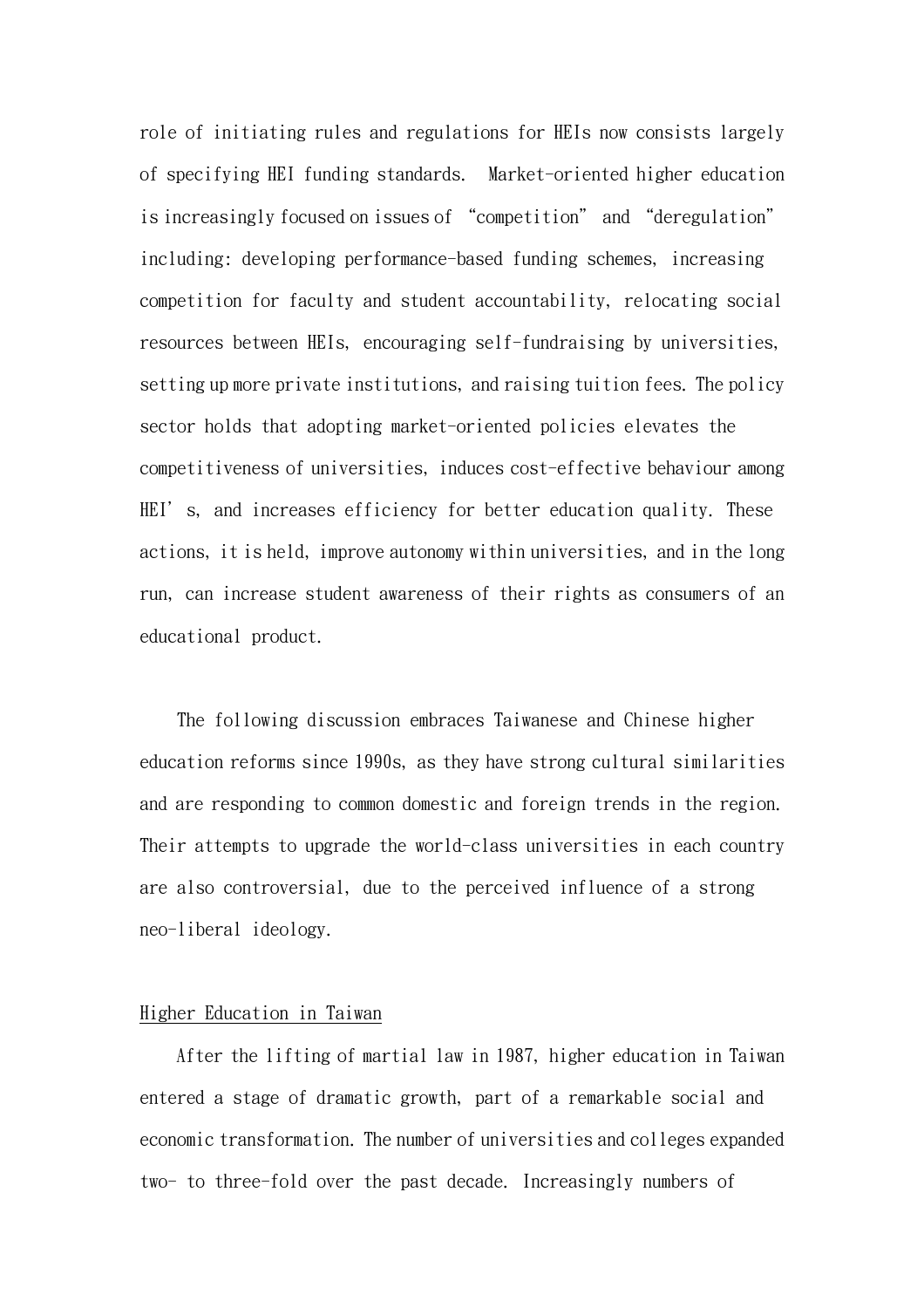role of initiating rules and regulations for HEIs now consists largely of specifying HEI funding standards. Market-oriented higher education is increasingly focused on issues of "competition" and "deregulation" including: developing performance-based funding schemes, increasing competition for faculty and student accountability, relocating social resources between HEIs, encouraging self-fundraising by universities, setting up more private institutions, and raising tuition fees. The policy sector holds that adopting market-oriented policies elevates the competitiveness of universities, induces cost-effective behaviour among HEI's, and increases efficiency for better education quality. These actions, it is held, improve autonomy within universities, and in the long run, can increase student awareness of their rights as consumers of an educational product.

The following discussion embraces Taiwanese and Chinese higher education reforms since 1990s, as they have strong cultural similarities and are responding to common domestic and foreign trends in the region. Their attempts to upgrade the world-class universities in each country are also controversial, due to the perceived influence of a strong neo-liberal ideology.

<u>Higher Education in Taiwan</u>

After the lifting of martial law in 1987, higher education in Taiwan entered a stage of dramatic growth, part of a remarkable social and economic transformation. The number of universities and colleges expanded two- to three-fold over the past decade. Increasingly numbers of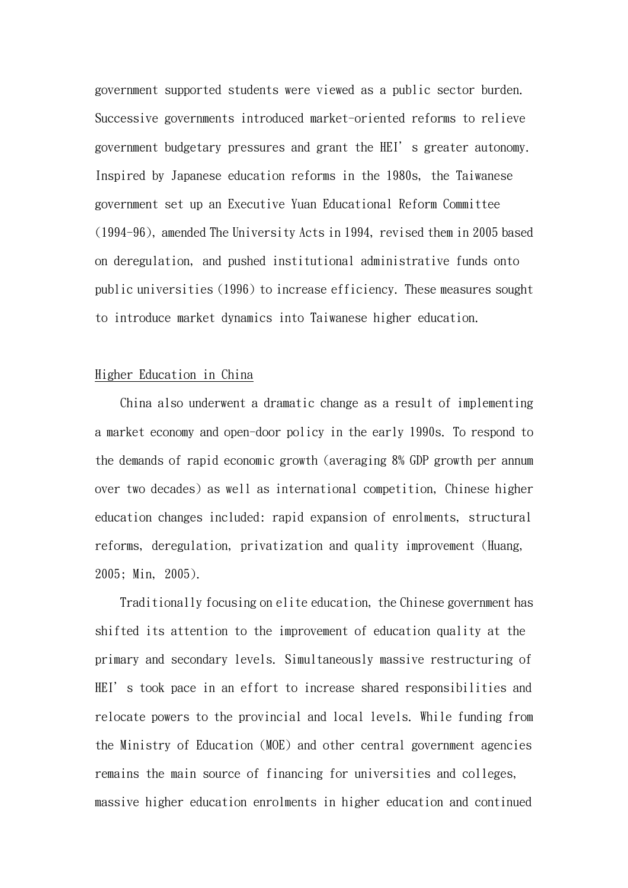government supported students were viewed as a public sector burden. Successive governments introduced market-oriented reforms to relieve government budgetary pressures and grant the HEI' s greater autonomy. Inspired by Japanese education reforms in the 1980s, the Taiwanese government set up an Executive Yuan Educational Reform Committee (1994-96), amended The University Acts in 1994, revised them in 2005 based on deregulation, and pushed institutional administrative funds onto public universities (1996) to increase efficiency. These measures sought to introduce market dynamics into Taiwanese higher education.

<u>Higher Education in China</u>

China also underwent a dramatic change as a result of implementing a market economy and open-door policy in the early 1990s. To respond to the demands of rapid economic growth (averaging 8% GDP growth per annum over two decades) as well as international competition, Chinese higher education changes included: rapid expansion of enrolments, structural reforms, deregulation, privatization and quality improvement (Huang, 2005; Min, 2005).

Traditionally focusing on elite education, the Chinese government has shifted its attention to the improvement of education quality at the primary and secondary levels. Simultaneously massive restructuring of HEI' s took pace in an effort to increase shared responsibilities and relocate powers to the provincial and local levels. While funding from the Ministry of Education (MOE) and other central government agencies remains the main source of financing for universities and colleges, massive higher education enrolments in higher education and continued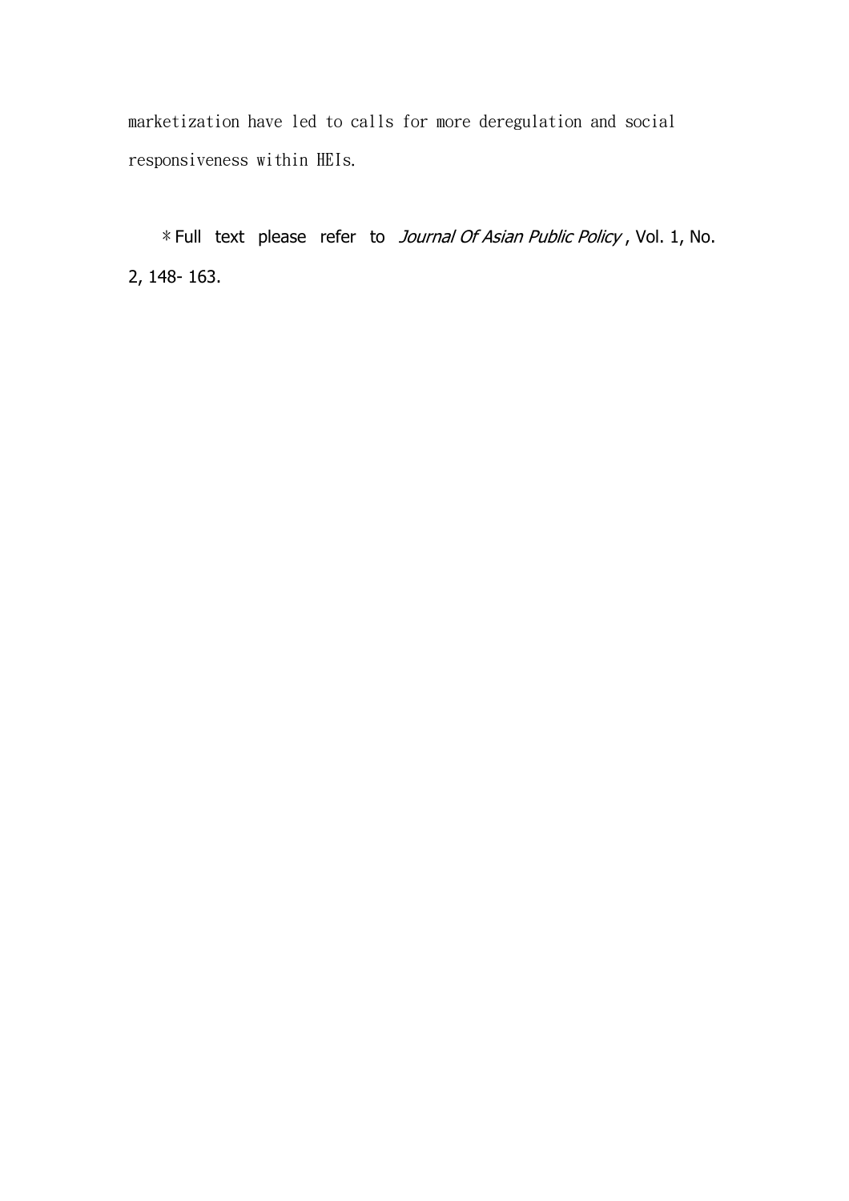marketization have led to calls for more deregulation and social responsiveness within HEIs.

*Full text please refer to *Journal Of Asian Public Policy*, Vol. 1, No. 2, 148- 163.